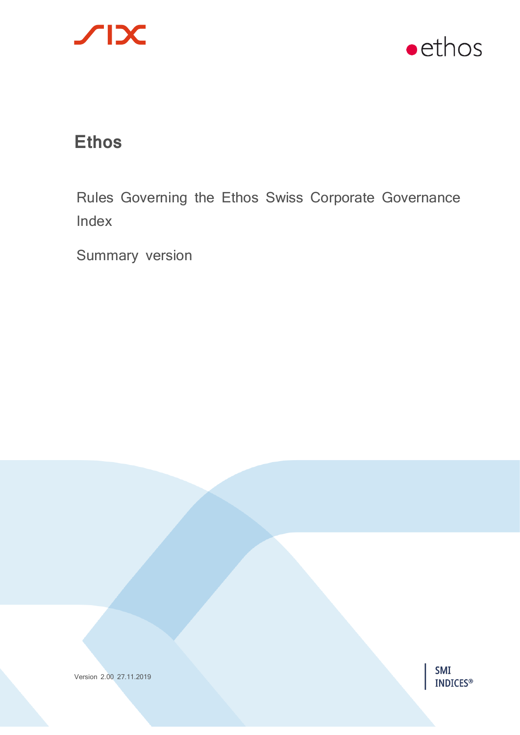# Ethos

Rules Governing the Ethos Swiss Corporate Governance Index

Summary version

Version 2.00 27.11.2019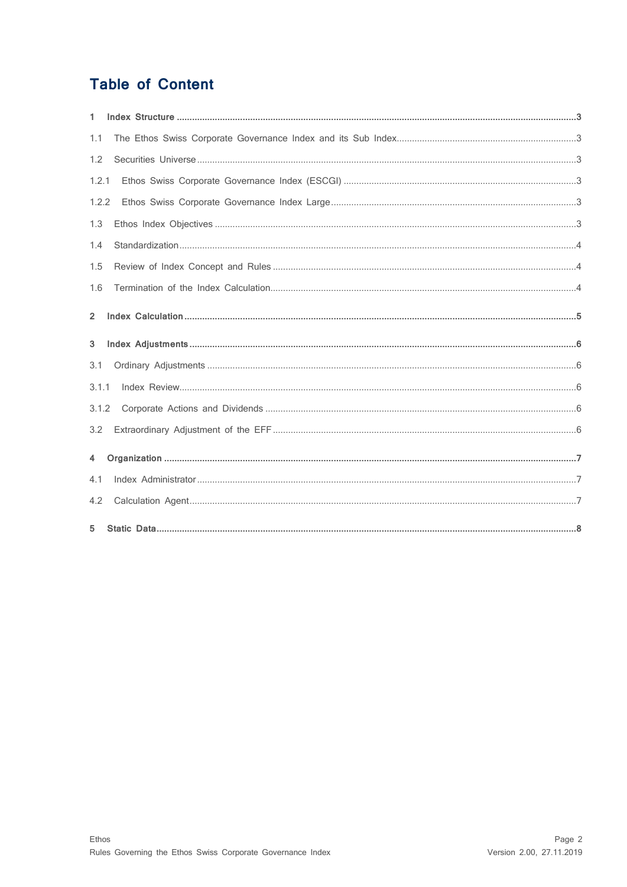# Table of Content

**1 Index Structure** ..... 3

1.1 The Ethos Swiss Corporate Governance Index and its Sub Index ..... 3

1.2 Securities Universe ..... 3

1.2.1 Ethos Swiss Corporate Governance Index (ESCGI) ..... 3

1.2.2 Ethos Swiss Corporate Governance Index Large ..... 3

1.3 Ethos Index Objectives ..... 3

1.4 Standardization ..... 4

1.5 Review of Index Concept and Rules ..... 4

1.6 Termination of the Index Calculation ..... 4

**2 Index Calculation** ..... 5

**3 Index Adjustments** ..... 6

3.1 Ordinary Adjustments ..... 6

3.1.1 Index Review ..... 6

3.1.2 Corporate Actions and Dividends ..... 6

3.2 Extraordinary Adjustment of the EFF ..... 6

**4 Organization** ..... 7

4.1 Index Administrator ..... 7

4.2 Calculation Agent ..... 7

**5 Static Data** ..... 8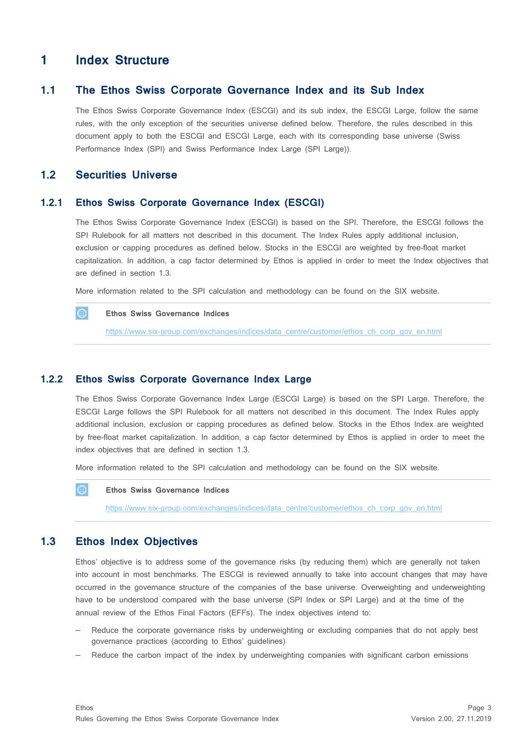# 1 Index Structure

## 1.1 The Ethos Swiss Corporate Governance Index and its Sub Index

The Ethos Swiss Corporate Governance Index (ESCGI) and its sub index, the ESCGI Large, follow the same rules, with the only exception of the securities universe defined below. Therefore, the rules described in this document apply to both the ESCGI and ESCGI Large, each with its corresponding base universe (Swiss Performance Index (SPI) and Swiss Performance Index Large (SPI Large)).

## 1.2 Securities Universe

### 1.2.1 Ethos Swiss Corporate Governance Index (ESCGI)

The Ethos Swiss Corporate Governance Index (ESCGI) is based on the SPI. Therefore, the ESCGI follows the SPI Rulebook for all matters not described in this document. The Index Rules apply additional inclusion, exclusion or capping procedures as defined below. Stocks in the ESCGI are weighted by free-float market capitalization. In addition, a cap factor determined by Ethos is applied in order to meet the Index objectives that are defined in section 1.3.

More information related to the SPI calculation and methodology can be found on the SIX website.

**Ethos Swiss Governance Indices**

https://www.six-group.com/exchanges/indices/data_centre/customer/ethos_ch_corp_gov_en.html

### 1.2.2 Ethos Swiss Corporate Governance Index Large

The Ethos Swiss Corporate Governance Index Large (ESCGI Large) is based on the SPI Large. Therefore, the ESCGI Large follows the SPI Rulebook for all matters not described in this document. The Index Rules apply additional inclusion, exclusion or capping procedures as defined below. Stocks in the Ethos Index are weighted by free-float market capitalization. In addition, a cap factor determined by Ethos is applied in order to meet the index objectives that are defined in section 1.3.

More information related to the SPI calculation and methodology can be found on the SIX website.

**Ethos Swiss Governance Indices**

https://www.six-group.com/exchanges/indices/data_centre/customer/ethos_ch_corp_gov_en.html

## 1.3 Ethos Index Objectives

Ethos' objective is to address some of the governance risks (by reducing them) which are generally not taken into account in most benchmarks. The ESCGI is reviewed annually to take into account changes that may have occurred in the governance structure of the companies of the base universe. Overweighting and underweighting have to be understood compared with the base universe (SPI Index or SPI Large) and at the time of the annual review of the Ethos Final Factors (EFFs). The index objectives intend to:

- Reduce the corporate governance risks by underweighting or excluding companies that do not apply best governance practices (according to Ethos' guidelines)
- Reduce the carbon impact of the index by underweighting companies with significant carbon emissions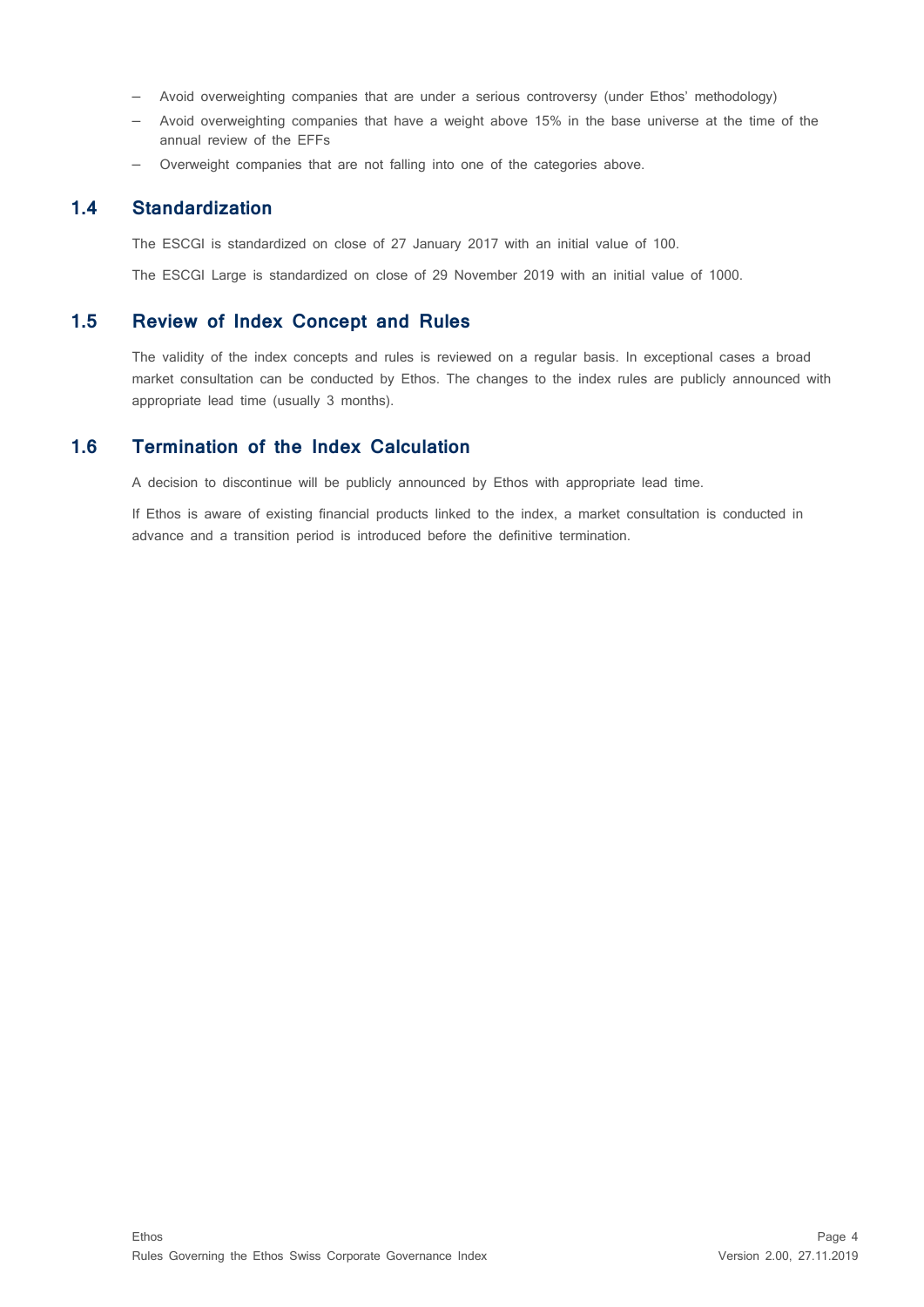- Avoid overweighting companies that are under a serious controversy (under Ethos' methodology)
- Avoid overweighting companies that have a weight above 15% in the base universe at the time of the annual review of the EFFs
- Overweight companies that are not falling into one of the categories above.

## 1.4 Standardization

The ESCGI is standardized on close of 27 January 2017 with an initial value of 100.

The ESCGI Large is standardized on close of 29 November 2019 with an initial value of 1000.

## 1.5 Review of Index Concept and Rules

The validity of the index concepts and rules is reviewed on a regular basis. In exceptional cases a broad market consultation can be conducted by Ethos. The changes to the index rules are publicly announced with appropriate lead time (usually 3 months).

## 1.6 Termination of the Index Calculation

A decision to discontinue will be publicly announced by Ethos with appropriate lead time.

If Ethos is aware of existing financial products linked to the index, a market consultation is conducted in advance and a transition period is introduced before the definitive termination.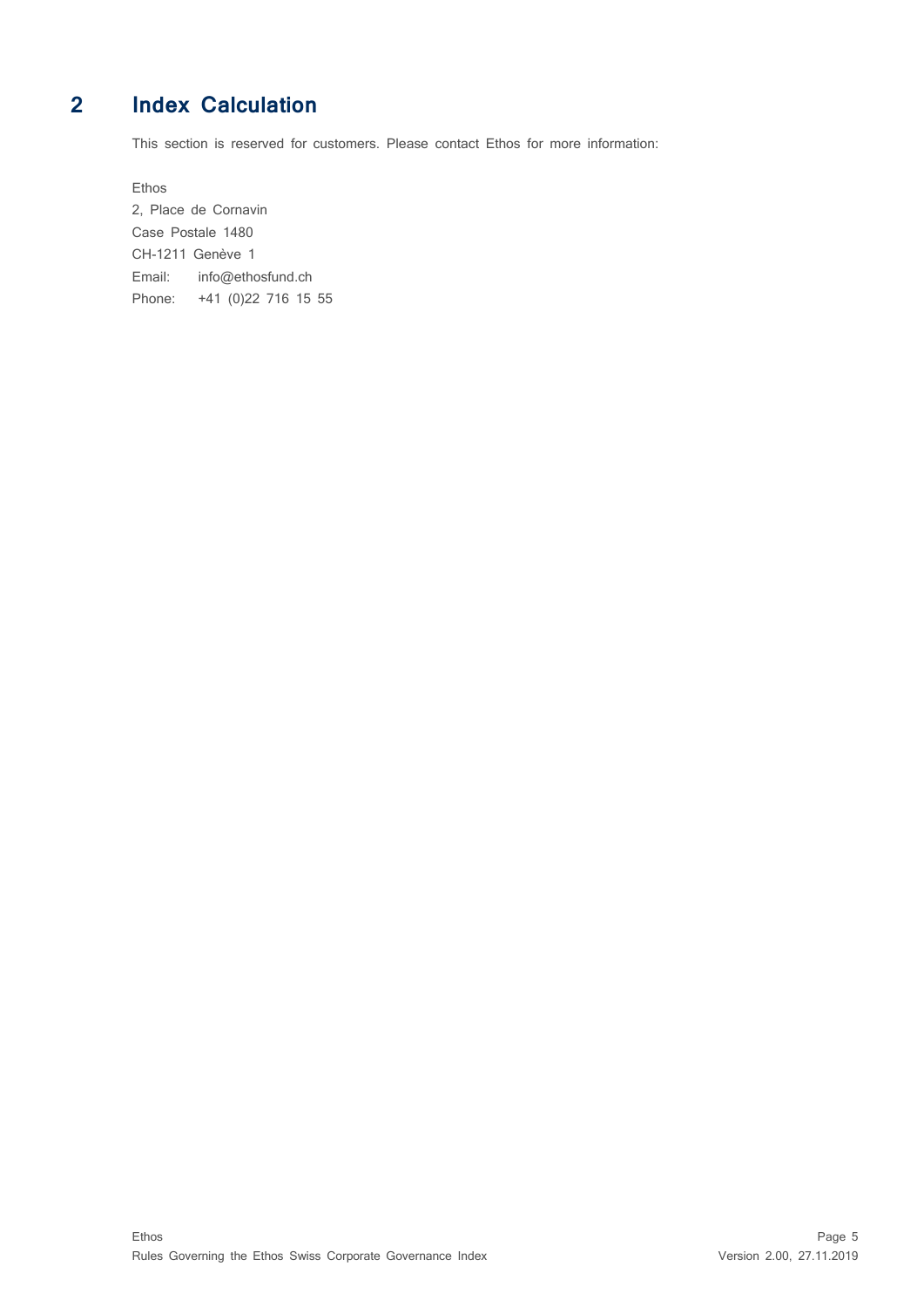# 2 Index Calculation

This section is reserved for customers. Please contact Ethos for more information:

Ethos
2, Place de Cornavin
Case Postale 1480
CH-1211 Genève 1
Email: info@ethosfund.ch
Phone: +41 (0)22 716 15 55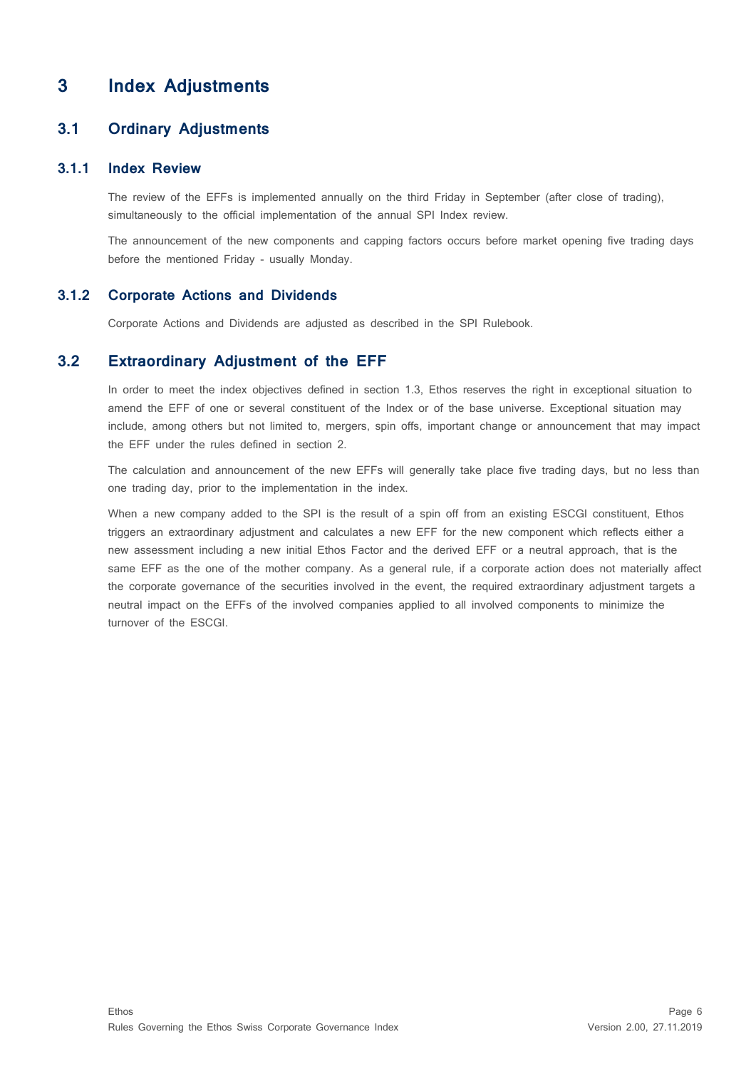# 3 Index Adjustments

## 3.1 Ordinary Adjustments

### 3.1.1 Index Review

The review of the EFFs is implemented annually on the third Friday in September (after close of trading), simultaneously to the official implementation of the annual SPI Index review.

The announcement of the new components and capping factors occurs before market opening five trading days before the mentioned Friday - usually Monday.

### 3.1.2 Corporate Actions and Dividends

Corporate Actions and Dividends are adjusted as described in the SPI Rulebook.

## 3.2 Extraordinary Adjustment of the EFF

In order to meet the index objectives defined in section 1.3, Ethos reserves the right in exceptional situation to amend the EFF of one or several constituent of the Index or of the base universe. Exceptional situation may include, among others but not limited to, mergers, spin offs, important change or announcement that may impact the EFF under the rules defined in section 2.

The calculation and announcement of the new EFFs will generally take place five trading days, but no less than one trading day, prior to the implementation in the index.

When a new company added to the SPI is the result of a spin off from an existing ESCGI constituent, Ethos triggers an extraordinary adjustment and calculates a new EFF for the new component which reflects either a new assessment including a new initial Ethos Factor and the derived EFF or a neutral approach, that is the same EFF as the one of the mother company. As a general rule, if a corporate action does not materially affect the corporate governance of the securities involved in the event, the required extraordinary adjustment targets a neutral impact on the EFFs of the involved companies applied to all involved components to minimize the turnover of the ESCGI.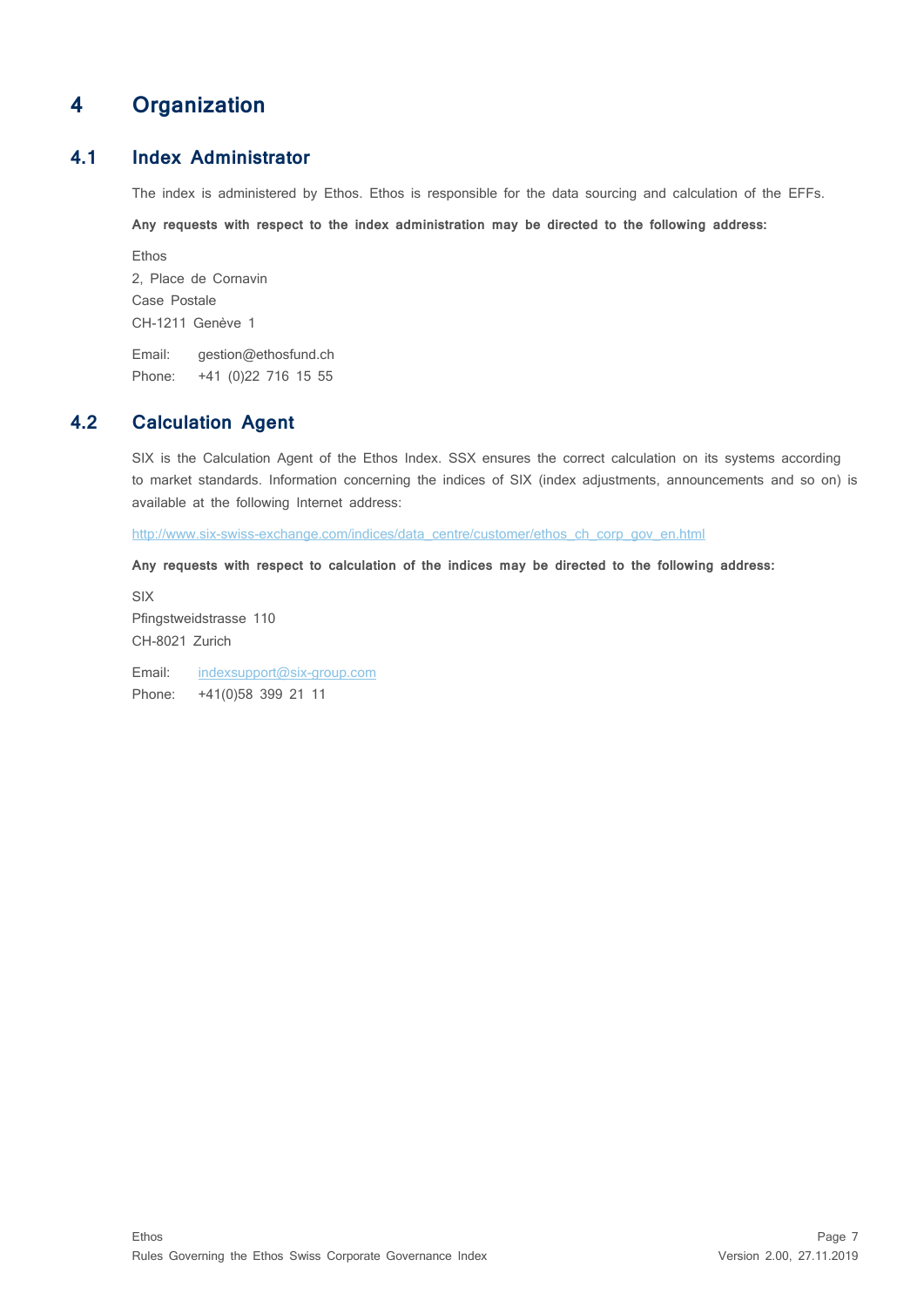# 4 Organization

## 4.1 Index Administrator

The index is administered by Ethos. Ethos is responsible for the data sourcing and calculation of the EFFs.

**Any requests with respect to the index administration may be directed to the following address:**

Ethos
2, Place de Cornavin
Case Postale
CH-1211 Genève 1

Email: gestion@ethosfund.ch
Phone: +41 (0)22 716 15 55

## 4.2 Calculation Agent

SIX is the Calculation Agent of the Ethos Index. SSX ensures the correct calculation on its systems according to market standards. Information concerning the indices of SIX (index adjustments, announcements and so on) is available at the following Internet address:

http://www.six-swiss-exchange.com/indices/data_centre/customer/ethos_ch_corp_gov_en.html

**Any requests with respect to calculation of the indices may be directed to the following address:**

SIX
Pfingstweidstrasse 110
CH-8021 Zurich

Email: indexsupport@six-group.com
Phone: +41(0)58 399 21 11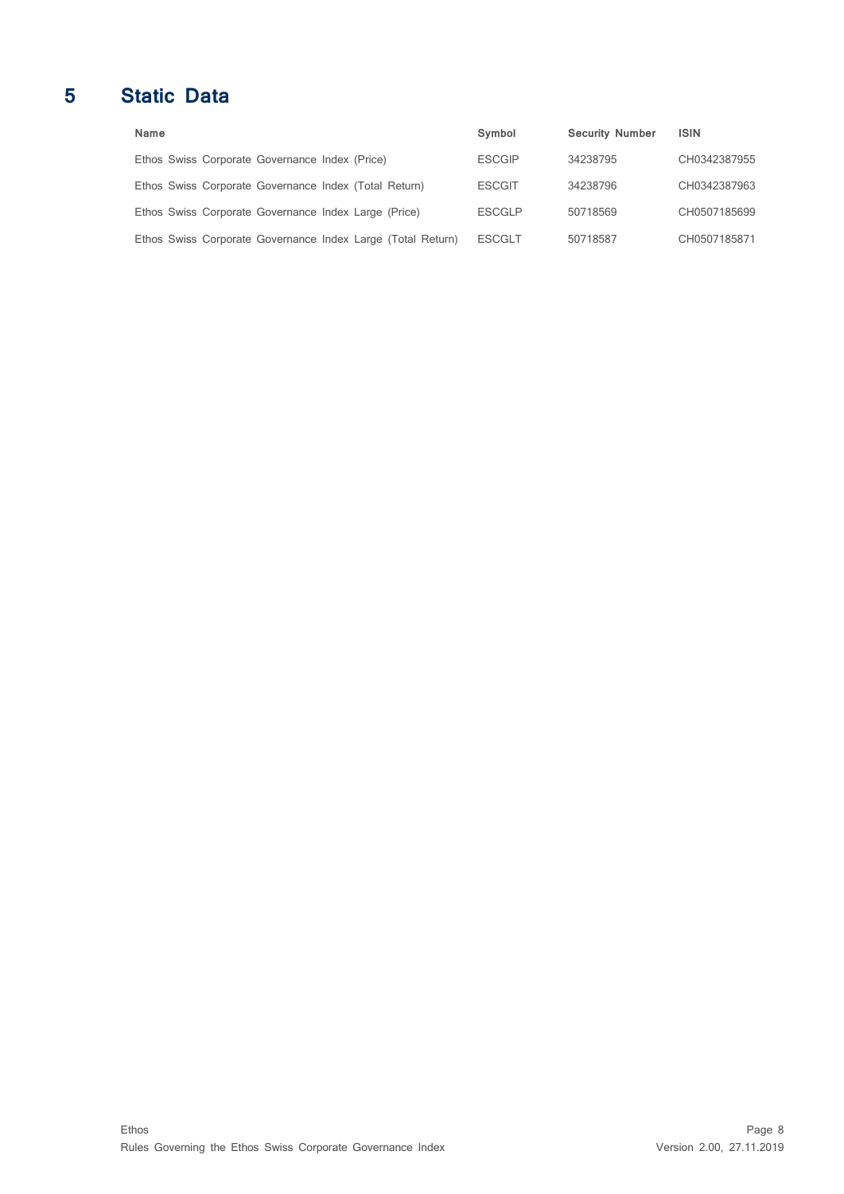# 5 Static Data

| Name | Symbol | Security Number | ISIN |
|---|---|---|---|
| Ethos Swiss Corporate Governance Index (Price) | ESCGIP | 34238795 | CH0342387955 |
| Ethos Swiss Corporate Governance Index (Total Return) | ESCGIT | 34238796 | CH0342387963 |
| Ethos Swiss Corporate Governance Index Large (Price) | ESCGLP | 50718569 | CH0507185699 |
| Ethos Swiss Corporate Governance Index Large (Total Return) | ESCGLT | 50718587 | CH0507185871 |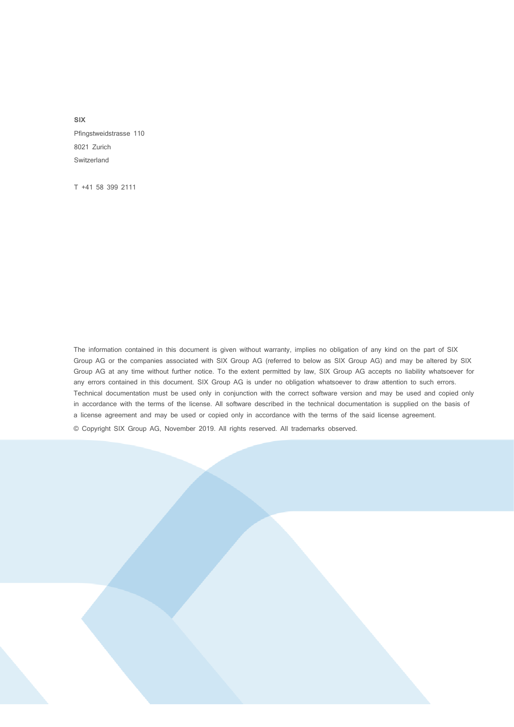**SIX**

Pfingstweidstrasse 110

8021 Zurich

Switzerland

T +41 58 399 2111

The information contained in this document is given without warranty, implies no obligation of any kind on the part of SIX Group AG or the companies associated with SIX Group AG (referred to below as SIX Group AG) and may be altered by SIX Group AG at any time without further notice. To the extent permitted by law, SIX Group AG accepts no liability whatsoever for any errors contained in this document. SIX Group AG is under no obligation whatsoever to draw attention to such errors. Technical documentation must be used only in conjunction with the correct software version and may be used and copied only in accordance with the terms of the license. All software described in the technical documentation is supplied on the basis of a license agreement and may be used or copied only in accordance with the terms of the said license agreement.

© Copyright SIX Group AG, November 2019. All rights reserved. All trademarks observed.